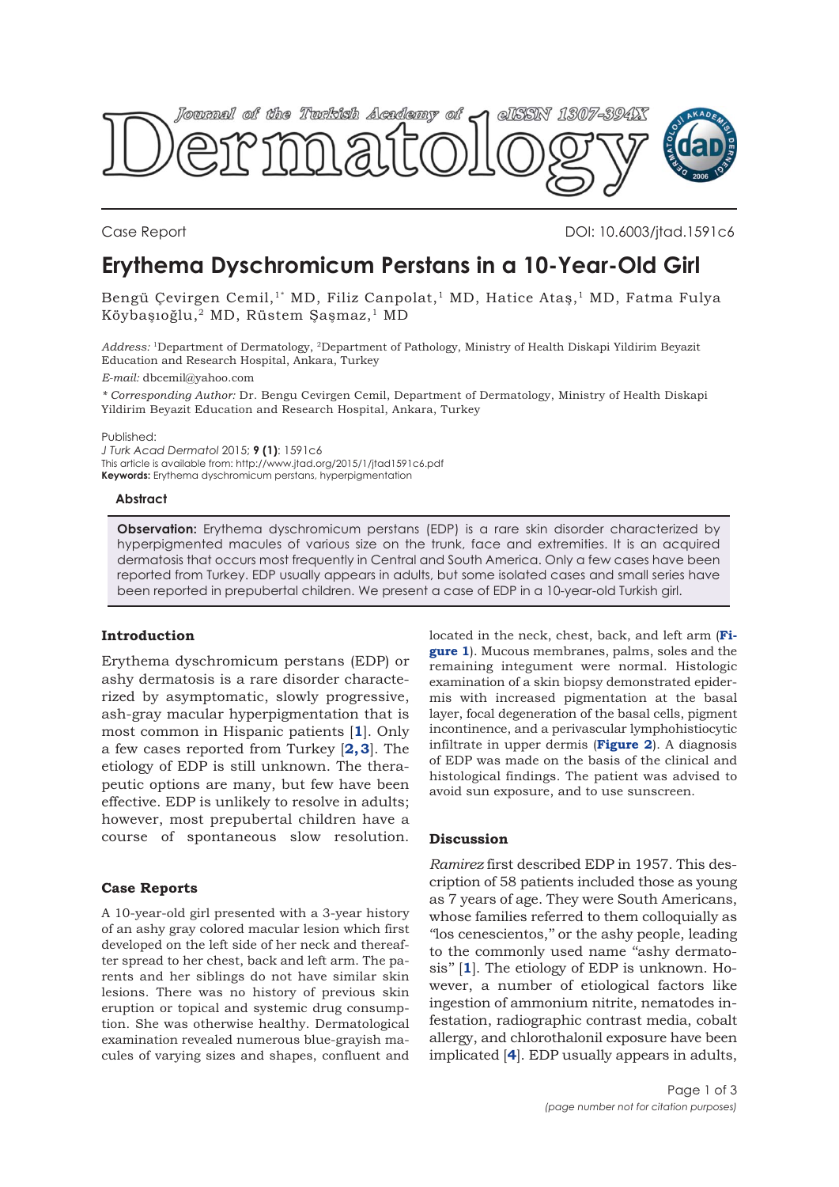Case Report

DOI: 10.6003/jtad.1591c6

# Erythema Dyschromicum Perstans in a 10-Year-Old Girl

Bengü Çevirgen Cemil,[1*] MD, Filiz Canpolat,[1] MD, Hatice Ataş,[1] MD, Fatma Fulya Köybaşıoğlu,[2] MD, Rüstem Şaşmaz,[1] MD

*Address:* [1]Department of Dermatology, [2]Department of Pathology, Ministry of Health Diskapi Yildirim Beyazit Education and Research Hospital, Ankara, Turkey

*E-mail:* dbcemil@yahoo.com

*\* Corresponding Author:* Dr. Bengu Cevirgen Cemil, Department of Dermatology, Ministry of Health Diskapi Yildirim Beyazit Education and Research Hospital, Ankara, Turkey

Published:
*J Turk Acad Dermatol* 2015; **9 (1)**: 1591c6
This article is available from: http://www.jtad.org/2015/1/jtad1591c6.pdf
**Keywords:** Erythema dyschromicum perstans, hyperpigmentation

### Abstract

**Observation:** Erythema dyschromicum perstans (EDP) is a rare skin disorder characterized by hyperpigmented macules of various size on the trunk, face and extremities. It is an acquired dermatosis that occurs most frequently in Central and South America. Only a few cases have been reported from Turkey. EDP usually appears in adults, but some isolated cases and small series have been reported in prepubertal children. We present a case of EDP in a 10-year-old Turkish girl.

## Introduction

Erythema dyschromicum perstans (EDP) or ashy dermatosis is a rare disorder characterized by asymptomatic, slowly progressive, ash-gray macular hyperpigmentation that is most common in Hispanic patients [**1**]. Only a few cases reported from Turkey [**2, 3**]. The etiology of EDP is still unknown. The therapeutic options are many, but few have been effective. EDP is unlikely to resolve in adults; however, most prepubertal children have a course of spontaneous slow resolution.

## Case Reports

A 10-year-old girl presented with a 3-year history of an ashy gray colored macular lesion which first developed on the left side of her neck and thereafter spread to her chest, back and left arm. The parents and her siblings do not have similar skin lesions. There was no history of previous skin eruption or topical and systemic drug consumption. She was otherwise healthy. Dermatological examination revealed numerous blue-grayish macules of varying sizes and shapes, confluent and located in the neck, chest, back, and left arm (**Figure 1**). Mucous membranes, palms, soles and the remaining integument were normal. Histologic examination of a skin biopsy demonstrated epidermis with increased pigmentation at the basal layer, focal degeneration of the basal cells, pigment incontinence, and a perivascular lymphohistiocytic infiltrate in upper dermis (**Figure 2**). A diagnosis of EDP was made on the basis of the clinical and histological findings. The patient was advised to avoid sun exposure, and to use sunscreen.

## Discussion

*Ramirez* first described EDP in 1957. This description of 58 patients included those as young as 7 years of age. They were South Americans, whose families referred to them colloquially as "los cenescientos," or the ashy people, leading to the commonly used name "ashy dermatosis" [**1**]. The etiology of EDP is unknown. However, a number of etiological factors like ingestion of ammonium nitrite, nematodes infestation, radiographic contrast media, cobalt allergy, and chlorothalonil exposure have been implicated [**4**]. EDP usually appears in adults,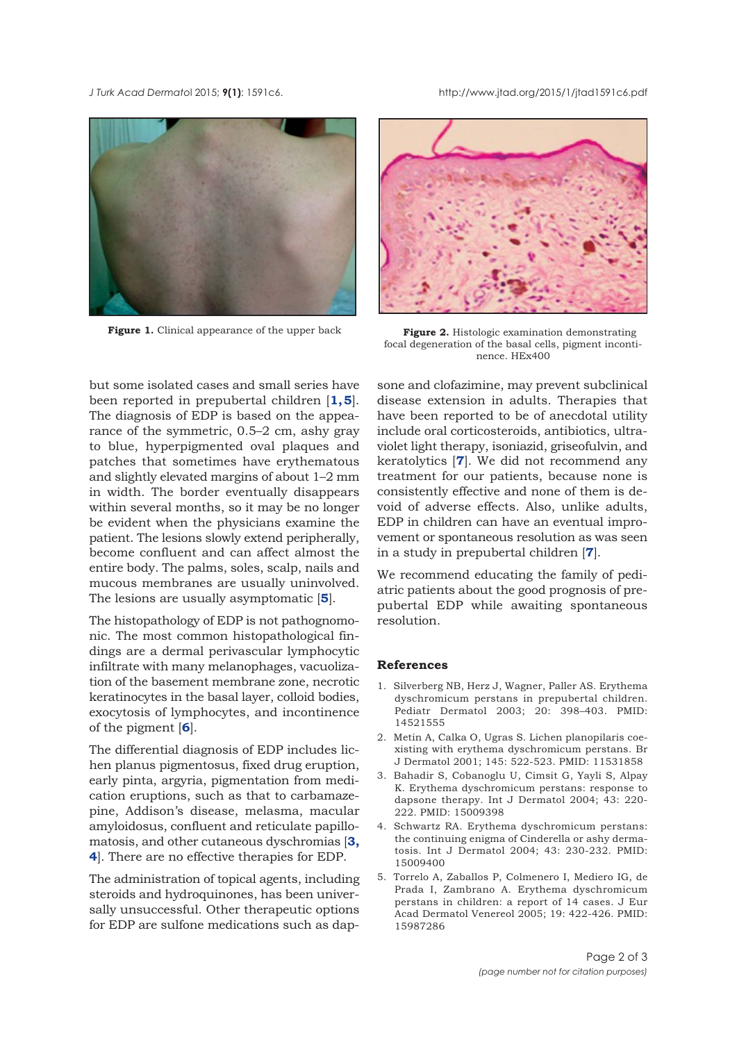**Figure 1.** Clinical appearance of the upper back

**Figure 2.** Histologic examination demonstrating focal degeneration of the basal cells, pigment incontinence. HEx400

but some isolated cases and small series have been reported in prepubertal children [1,5]. The diagnosis of EDP is based on the appearance of the symmetric, 0.5–2 cm, ashy gray to blue, hyperpigmented oval plaques and patches that sometimes have erythematous and slightly elevated margins of about 1–2 mm in width. The border eventually disappears within several months, so it may be no longer be evident when the physicians examine the patient. The lesions slowly extend peripherally, become confluent and can affect almost the entire body. The palms, soles, scalp, nails and mucous membranes are usually uninvolved. The lesions are usually asymptomatic [5].

The histopathology of EDP is not pathognomonic. The most common histopathological findings are a dermal perivascular lymphocytic infiltrate with many melanophages, vacuolization of the basement membrane zone, necrotic keratinocytes in the basal layer, colloid bodies, exocytosis of lymphocytes, and incontinence of the pigment [6].

The differential diagnosis of EDP includes lichen planus pigmentosus, fixed drug eruption, early pinta, argyria, pigmentation from medication eruptions, such as that to carbamazepine, Addison's disease, melasma, macular amyloidosus, confluent and reticulate papillomatosis, and other cutaneous dyschromias [3, 4]. There are no effective therapies for EDP.

The administration of topical agents, including steroids and hydroquinones, has been universally unsuccessful. Other therapeutic options for EDP are sulfone medications such as dapsone and clofazimine, may prevent subclinical disease extension in adults. Therapies that have been reported to be of anecdotal utility include oral corticosteroids, antibiotics, ultraviolet light therapy, isoniazid, griseofulvin, and keratolytics [7]. We did not recommend any treatment for our patients, because none is consistently effective and none of them is devoid of adverse effects. Also, unlike adults, EDP in children can have an eventual improvement or spontaneous resolution as was seen in a study in prepubertal children [7].

We recommend educating the family of pediatric patients about the good prognosis of prepubertal EDP while awaiting spontaneous resolution.

## References

1. Silverberg NB, Herz J, Wagner, Paller AS. Erythema dyschromicum perstans in prepubertal children. Pediatr Dermatol 2003; 20: 398–403. PMID: 14521555
2. Metin A, Calka O, Ugras S. Lichen planopilaris coexisting with erythema dyschromicum perstans. Br J Dermatol 2001; 145: 522-523. PMID: 11531858
3. Bahadir S, Cobanoglu U, Cimsit G, Yayli S, Alpay K. Erythema dyschromicum perstans: response to dapsone therapy. Int J Dermatol 2004; 43: 220-222. PMID: 15009398
4. Schwartz RA. Erythema dyschromicum perstans: the continuing enigma of Cinderella or ashy dermatosis. Int J Dermatol 2004; 43: 230-232. PMID: 15009400
5. Torrelo A, Zaballos P, Colmenero I, Mediero IG, de Prada I, Zambrano A. Erythema dyschromicum perstans in children: a report of 14 cases. J Eur Acad Dermatol Venereol 2005; 19: 422-426. PMID: 15987286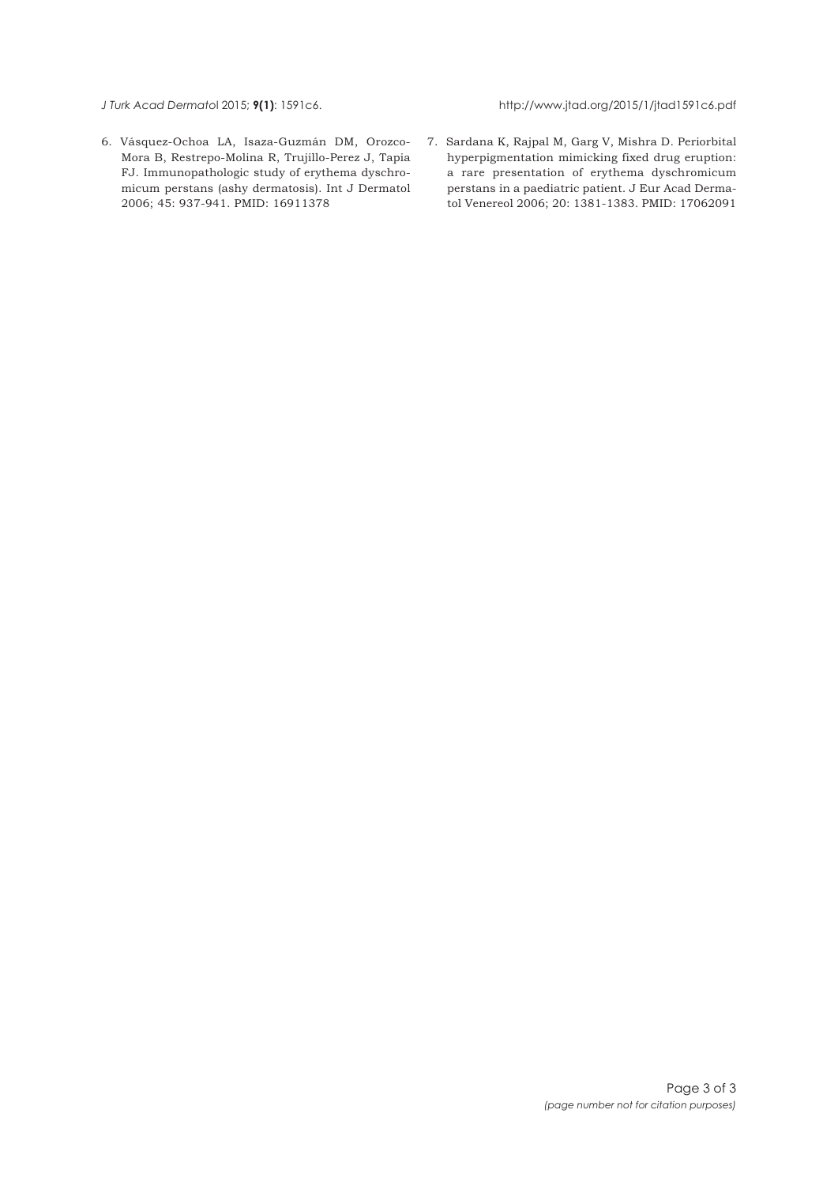6. Vásquez-Ochoa LA, Isaza-Guzmán DM, Orozco-Mora B, Restrepo-Molina R, Trujillo-Perez J, Tapia FJ. Immunopathologic study of erythema dyschromicum perstans (ashy dermatosis). Int J Dermatol 2006; 45: 937-941. PMID: 16911378
7. Sardana K, Rajpal M, Garg V, Mishra D. Periorbital hyperpigmentation mimicking fixed drug eruption: a rare presentation of erythema dyschromicum perstans in a paediatric patient. J Eur Acad Dermatol Venereol 2006; 20: 1381-1383. PMID: 17062091